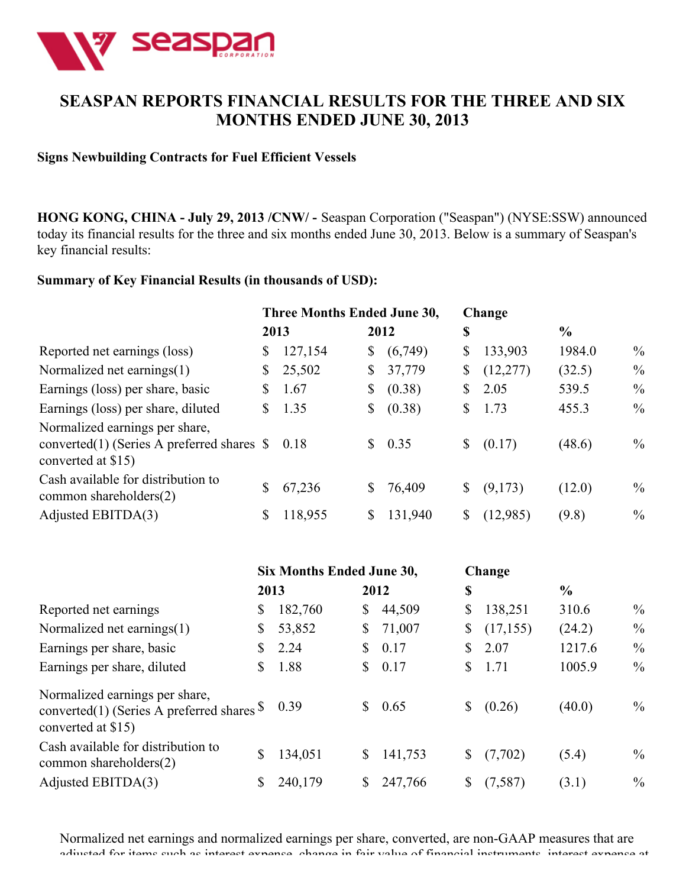# SEASPAN REPORTS FINANCIAL RESULTS FOR THE THREE AND SIX MONTHS ENDED JUNE 30, 2013

**Signs Newbuilding Contracts for Fuel Efficient Vessels**

**HONG KONG, CHINA - July 29, 2013 /CNW/ -** Seaspan Corporation ("Seaspan") (NYSE:SSW) announced today its financial results for the three and six months ended June 30, 2013. Below is a summary of Seaspan's key financial results:

**Summary of Key Financial Results (in thousands of USD):**

| | Three Months Ended June 30, | | Change | |
|---|---|---|---|---|
| | 2013 | 2012 | $ | % |
| Reported net earnings (loss) | $ 127,154 | $ (6,749) | $ 133,903 | 1984.0 % |
| Normalized net earnings(1) | $ 25,502 | $ 37,779 | $ (12,277) | (32.5) % |
| Earnings (loss) per share, basic | $ 1.67 | $ (0.38) | $ 2.05 | 539.5 % |
| Earnings (loss) per share, diluted | $ 1.35 | $ (0.38) | $ 1.73 | 455.3 % |
| Normalized earnings per share, converted(1) (Series A preferred shares converted at $15) | $ 0.18 | $ 0.35 | $ (0.17) | (48.6) % |
| Cash available for distribution to common shareholders(2) | $ 67,236 | $ 76,409 | $ (9,173) | (12.0) % |
| Adjusted EBITDA(3) | $ 118,955 | $ 131,940 | $ (12,985) | (9.8) % |

| | Six Months Ended June 30, | | Change | |
|---|---|---|---|---|
| | 2013 | 2012 | $ | % |
| Reported net earnings | $ 182,760 | $ 44,509 | $ 138,251 | 310.6 % |
| Normalized net earnings(1) | $ 53,852 | $ 71,007 | $ (17,155) | (24.2) % |
| Earnings per share, basic | $ 2.24 | $ 0.17 | $ 2.07 | 1217.6 % |
| Earnings per share, diluted | $ 1.88 | $ 0.17 | $ 1.71 | 1005.9 % |
| Normalized earnings per share, converted(1) (Series A preferred shares converted at $15) | $ 0.39 | $ 0.65 | $ (0.26) | (40.0) % |
| Cash available for distribution to common shareholders(2) | $ 134,051 | $ 141,753 | $ (7,702) | (5.4) % |
| Adjusted EBITDA(3) | $ 240,179 | $ 247,766 | $ (7,587) | (3.1) % |

Normalized net earnings and normalized earnings per share, converted, are non-GAAP measures that are adjusted for items such as interest expense, change in fair value of financial instruments, interest expense at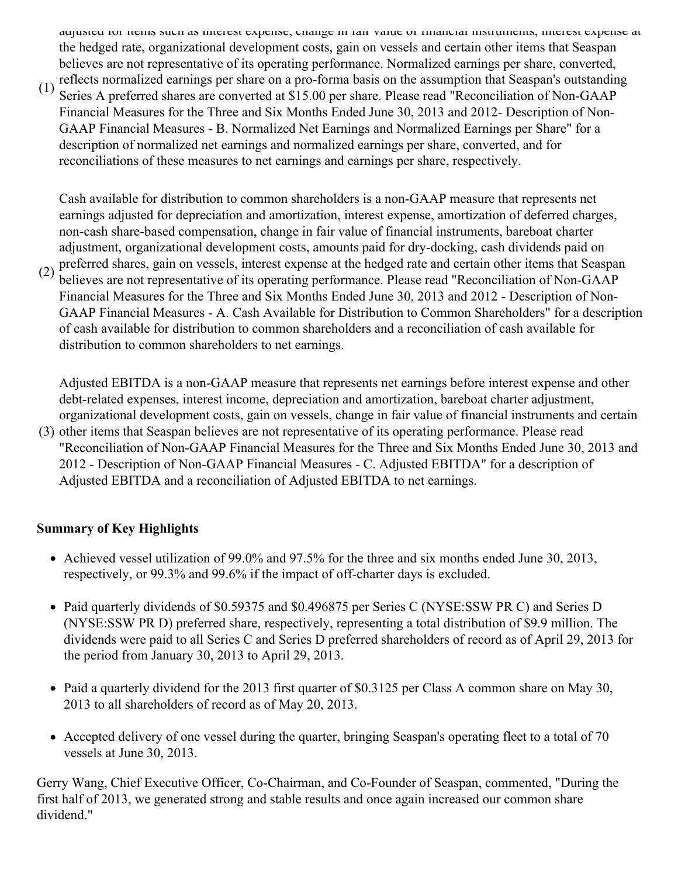(1) adjusted for items such as interest expense, change in fair value of financial instruments, interest expense at the hedged rate, organizational development costs, gain on vessels and certain other items that Seaspan believes are not representative of its operating performance. Normalized earnings per share, converted, reflects normalized earnings per share on a pro-forma basis on the assumption that Seaspan's outstanding Series A preferred shares are converted at $15.00 per share. Please read "Reconciliation of Non-GAAP Financial Measures for the Three and Six Months Ended June 30, 2013 and 2012- Description of Non-GAAP Financial Measures - B. Normalized Net Earnings and Normalized Earnings per Share" for a description of normalized net earnings and normalized earnings per share, converted, and for reconciliations of these measures to net earnings and earnings per share, respectively.

(2) Cash available for distribution to common shareholders is a non-GAAP measure that represents net earnings adjusted for depreciation and amortization, interest expense, amortization of deferred charges, non-cash share-based compensation, change in fair value of financial instruments, bareboat charter adjustment, organizational development costs, amounts paid for dry-docking, cash dividends paid on preferred shares, gain on vessels, interest expense at the hedged rate and certain other items that Seaspan believes are not representative of its operating performance. Please read "Reconciliation of Non-GAAP Financial Measures for the Three and Six Months Ended June 30, 2013 and 2012 - Description of Non-GAAP Financial Measures - A. Cash Available for Distribution to Common Shareholders" for a description of cash available for distribution to common shareholders and a reconciliation of cash available for distribution to common shareholders to net earnings.

(3) Adjusted EBITDA is a non-GAAP measure that represents net earnings before interest expense and other debt-related expenses, interest income, depreciation and amortization, bareboat charter adjustment, organizational development costs, gain on vessels, change in fair value of financial instruments and certain other items that Seaspan believes are not representative of its operating performance. Please read "Reconciliation of Non-GAAP Financial Measures for the Three and Six Months Ended June 30, 2013 and 2012 - Description of Non-GAAP Financial Measures - C. Adjusted EBITDA" for a description of Adjusted EBITDA and a reconciliation of Adjusted EBITDA to net earnings.

**Summary of Key Highlights**

- Achieved vessel utilization of 99.0% and 97.5% for the three and six months ended June 30, 2013, respectively, or 99.3% and 99.6% if the impact of off-charter days is excluded.
- Paid quarterly dividends of $0.59375 and $0.496875 per Series C (NYSE:SSW PR C) and Series D (NYSE:SSW PR D) preferred share, respectively, representing a total distribution of $9.9 million. The dividends were paid to all Series C and Series D preferred shareholders of record as of April 29, 2013 for the period from January 30, 2013 to April 29, 2013.
- Paid a quarterly dividend for the 2013 first quarter of $0.3125 per Class A common share on May 30, 2013 to all shareholders of record as of May 20, 2013.
- Accepted delivery of one vessel during the quarter, bringing Seaspan's operating fleet to a total of 70 vessels at June 30, 2013.

Gerry Wang, Chief Executive Officer, Co-Chairman, and Co-Founder of Seaspan, commented, "During the first half of 2013, we generated strong and stable results and once again increased our common share dividend."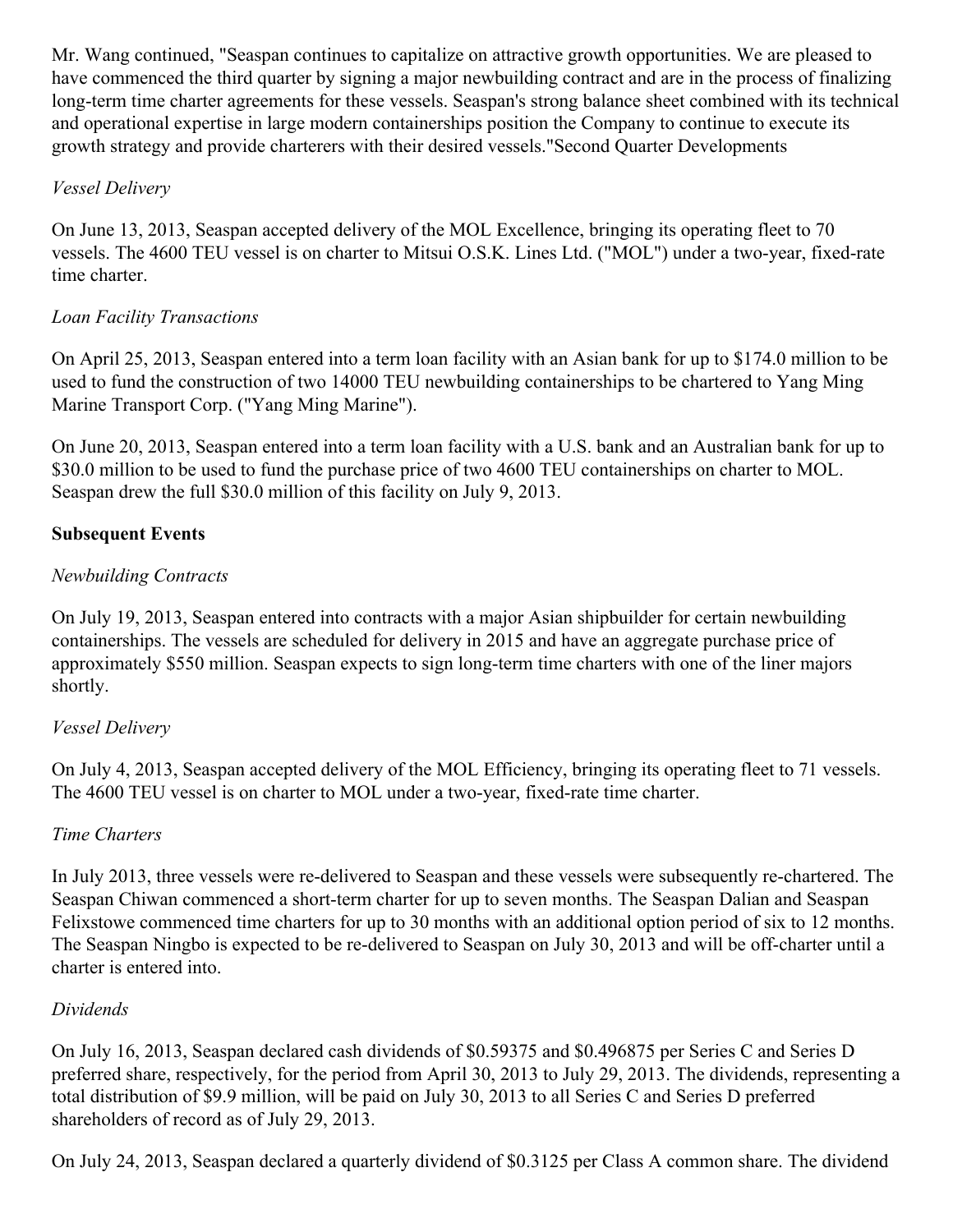Mr. Wang continued, "Seaspan continues to capitalize on attractive growth opportunities. We are pleased to have commenced the third quarter by signing a major newbuilding contract and are in the process of finalizing long-term time charter agreements for these vessels. Seaspan's strong balance sheet combined with its technical and operational expertise in large modern containerships position the Company to continue to execute its growth strategy and provide charterers with their desired vessels."Second Quarter Developments

*Vessel Delivery*

On June 13, 2013, Seaspan accepted delivery of the MOL Excellence, bringing its operating fleet to 70 vessels. The 4600 TEU vessel is on charter to Mitsui O.S.K. Lines Ltd. ("MOL") under a two-year, fixed-rate time charter.

*Loan Facility Transactions*

On April 25, 2013, Seaspan entered into a term loan facility with an Asian bank for up to $174.0 million to be used to fund the construction of two 14000 TEU newbuilding containerships to be chartered to Yang Ming Marine Transport Corp. ("Yang Ming Marine").

On June 20, 2013, Seaspan entered into a term loan facility with a U.S. bank and an Australian bank for up to $30.0 million to be used to fund the purchase price of two 4600 TEU containerships on charter to MOL. Seaspan drew the full $30.0 million of this facility on July 9, 2013.

**Subsequent Events**

*Newbuilding Contracts*

On July 19, 2013, Seaspan entered into contracts with a major Asian shipbuilder for certain newbuilding containerships. The vessels are scheduled for delivery in 2015 and have an aggregate purchase price of approximately $550 million. Seaspan expects to sign long-term time charters with one of the liner majors shortly.

*Vessel Delivery*

On July 4, 2013, Seaspan accepted delivery of the MOL Efficiency, bringing its operating fleet to 71 vessels. The 4600 TEU vessel is on charter to MOL under a two-year, fixed-rate time charter.

*Time Charters*

In July 2013, three vessels were re-delivered to Seaspan and these vessels were subsequently re-chartered. The Seaspan Chiwan commenced a short-term charter for up to seven months. The Seaspan Dalian and Seaspan Felixstowe commenced time charters for up to 30 months with an additional option period of six to 12 months. The Seaspan Ningbo is expected to be re-delivered to Seaspan on July 30, 2013 and will be off-charter until a charter is entered into.

*Dividends*

On July 16, 2013, Seaspan declared cash dividends of $0.59375 and $0.496875 per Series C and Series D preferred share, respectively, for the period from April 30, 2013 to July 29, 2013. The dividends, representing a total distribution of $9.9 million, will be paid on July 30, 2013 to all Series C and Series D preferred shareholders of record as of July 29, 2013.

On July 24, 2013, Seaspan declared a quarterly dividend of $0.3125 per Class A common share. The dividend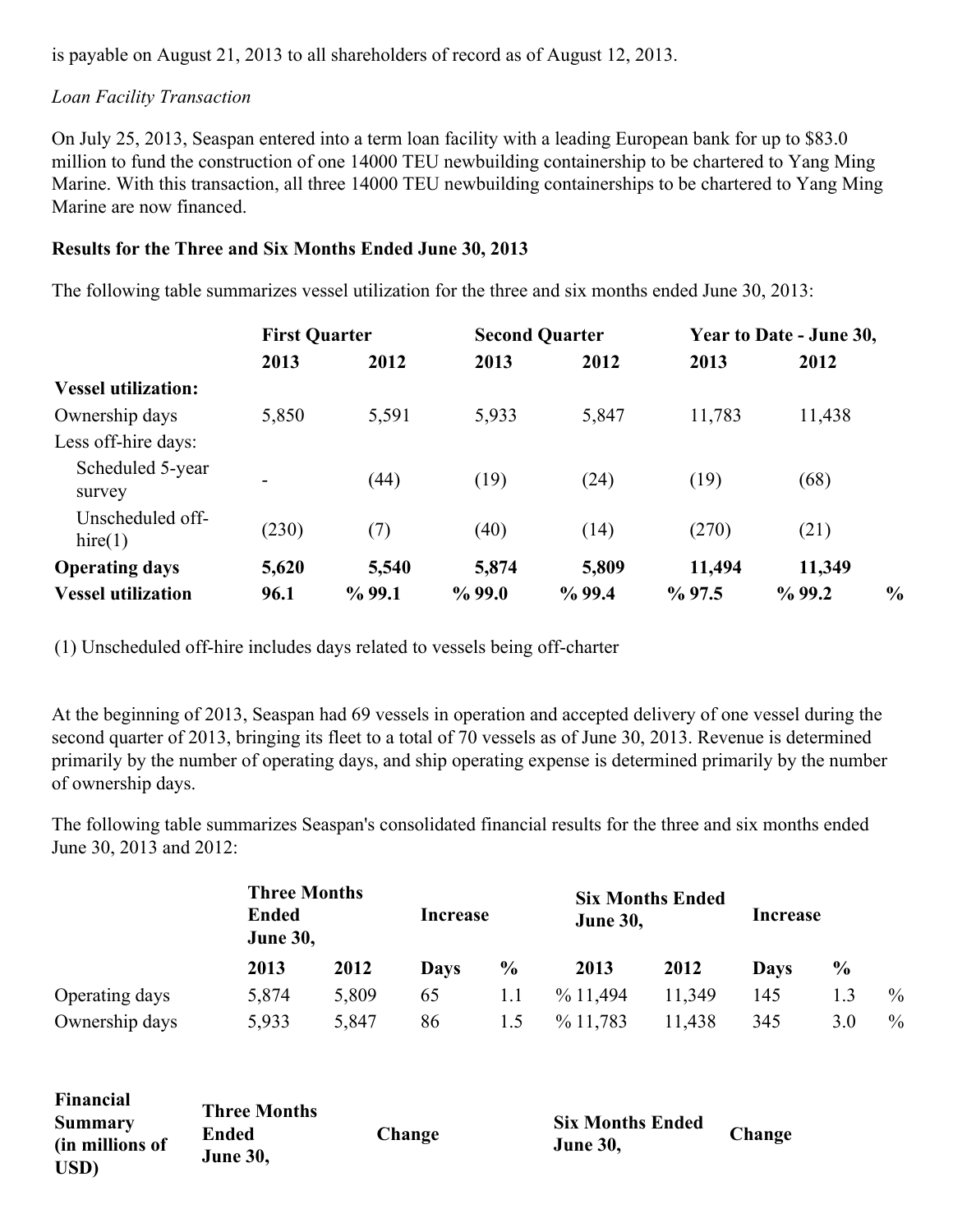is payable on August 21, 2013 to all shareholders of record as of August 12, 2013.

*Loan Facility Transaction*

On July 25, 2013, Seaspan entered into a term loan facility with a leading European bank for up to $83.0 million to fund the construction of one 14000 TEU newbuilding containership to be chartered to Yang Ming Marine. With this transaction, all three 14000 TEU newbuilding containerships to be chartered to Yang Ming Marine are now financed.

**Results for the Three and Six Months Ended June 30, 2013**

The following table summarizes vessel utilization for the three and six months ended June 30, 2013:

| | First Quarter | | Second Quarter | | Year to Date - June 30, | |
|---|---|---|---|---|---|---|
| | **2013** | **2012** | **2013** | **2012** | **2013** | **2012** |
| **Vessel utilization:** | | | | | | |
| Ownership days | 5,850 | 5,591 | 5,933 | 5,847 | 11,783 | 11,438 |
| Less off-hire days: | | | | | | |
| Scheduled 5-year survey | - | (44) | (19) | (24) | (19) | (68) |
| Unscheduled off-hire(1) | (230) | (7) | (40) | (14) | (270) | (21) |
| **Operating days** | **5,620** | **5,540** | **5,874** | **5,809** | **11,494** | **11,349** |
| **Vessel utilization** | **96.1%** | **99.1%** | **99.0%** | **99.4%** | **97.5%** | **99.2%** |

(1) Unscheduled off-hire includes days related to vessels being off-charter

At the beginning of 2013, Seaspan had 69 vessels in operation and accepted delivery of one vessel during the second quarter of 2013, bringing its fleet to a total of 70 vessels as of June 30, 2013. Revenue is determined primarily by the number of operating days, and ship operating expense is determined primarily by the number of ownership days.

The following table summarizes Seaspan's consolidated financial results for the three and six months ended June 30, 2013 and 2012:

| | Three Months Ended June 30, | | Increase | | Six Months Ended June 30, | | Increase | |
|---|---|---|---|---|---|---|---|---|
| | **2013** | **2012** | **Days** | **%** | **2013** | **2012** | **Days** | **%** |
| Operating days | 5,874 | 5,809 | 65 | 1.1% | 11,494 | 11,349 | 145 | 1.3% |
| Ownership days | 5,933 | 5,847 | 86 | 1.5% | 11,783 | 11,438 | 345 | 3.0% |

| **Financial Summary (in millions of USD)** | **Three Months Ended June 30,** | **Change** | **Six Months Ended June 30,** | **Change** |
|---|---|---|---|---|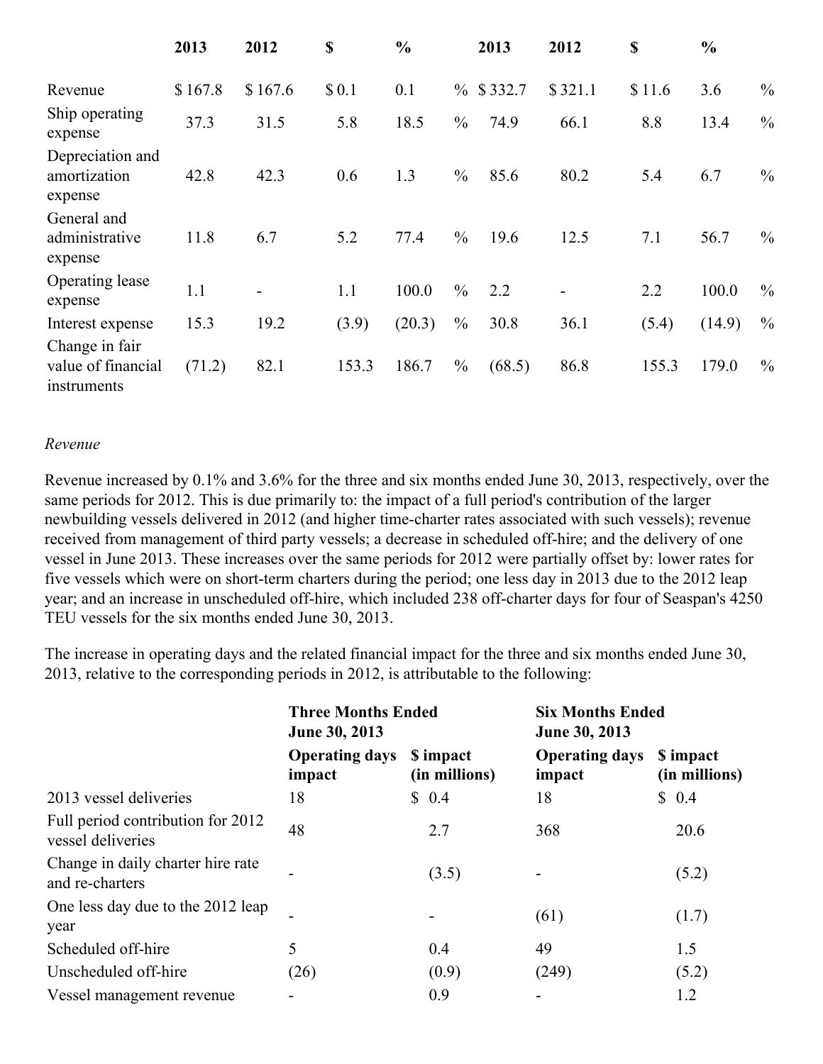| | 2013 | 2012 | $ | % | 2013 | 2012 | $ | % |
|---|---|---|---|---|---|---|---|---|
| Revenue | $ 167.8 | $ 167.6 | $ 0.1 | 0.1 % | $ 332.7 | $ 321.1 | $ 11.6 | 3.6 % |
| Ship operating expense | 37.3 | 31.5 | 5.8 | 18.5 % | 74.9 | 66.1 | 8.8 | 13.4 % |
| Depreciation and amortization expense | 42.8 | 42.3 | 0.6 | 1.3 % | 85.6 | 80.2 | 5.4 | 6.7 % |
| General and administrative expense | 11.8 | 6.7 | 5.2 | 77.4 % | 19.6 | 12.5 | 7.1 | 56.7 % |
| Operating lease expense | 1.1 | - | 1.1 | 100.0 % | 2.2 | - | 2.2 | 100.0 % |
| Interest expense | 15.3 | 19.2 | (3.9) | (20.3) % | 30.8 | 36.1 | (5.4) | (14.9) % |
| Change in fair value of financial instruments | (71.2) | 82.1 | 153.3 | 186.7 % | (68.5) | 86.8 | 155.3 | 179.0 % |

*Revenue*

Revenue increased by 0.1% and 3.6% for the three and six months ended June 30, 2013, respectively, over the same periods for 2012. This is due primarily to: the impact of a full period's contribution of the larger newbuilding vessels delivered in 2012 (and higher time-charter rates associated with such vessels); revenue received from management of third party vessels; a decrease in scheduled off-hire; and the delivery of one vessel in June 2013. These increases over the same periods for 2012 were partially offset by: lower rates for five vessels which were on short-term charters during the period; one less day in 2013 due to the 2012 leap year; and an increase in unscheduled off-hire, which included 238 off-charter days for four of Seaspan's 4250 TEU vessels for the six months ended June 30, 2013.

The increase in operating days and the related financial impact for the three and six months ended June 30, 2013, relative to the corresponding periods in 2012, is attributable to the following:

| | **Three Months Ended June 30, 2013** | | **Six Months Ended June 30, 2013** | |
|---|---|---|---|---|
| | **Operating days impact** | **$ impact (in millions)** | **Operating days impact** | **$ impact (in millions)** |
| 2013 vessel deliveries | 18 | $ 0.4 | 18 | $ 0.4 |
| Full period contribution for 2012 vessel deliveries | 48 | 2.7 | 368 | 20.6 |
| Change in daily charter hire rate and re-charters | - | (3.5) | - | (5.2) |
| One less day due to the 2012 leap year | - | - | (61) | (1.7) |
| Scheduled off-hire | 5 | 0.4 | 49 | 1.5 |
| Unscheduled off-hire | (26) | (0.9) | (249) | (5.2) |
| Vessel management revenue | - | 0.9 | - | 1.2 |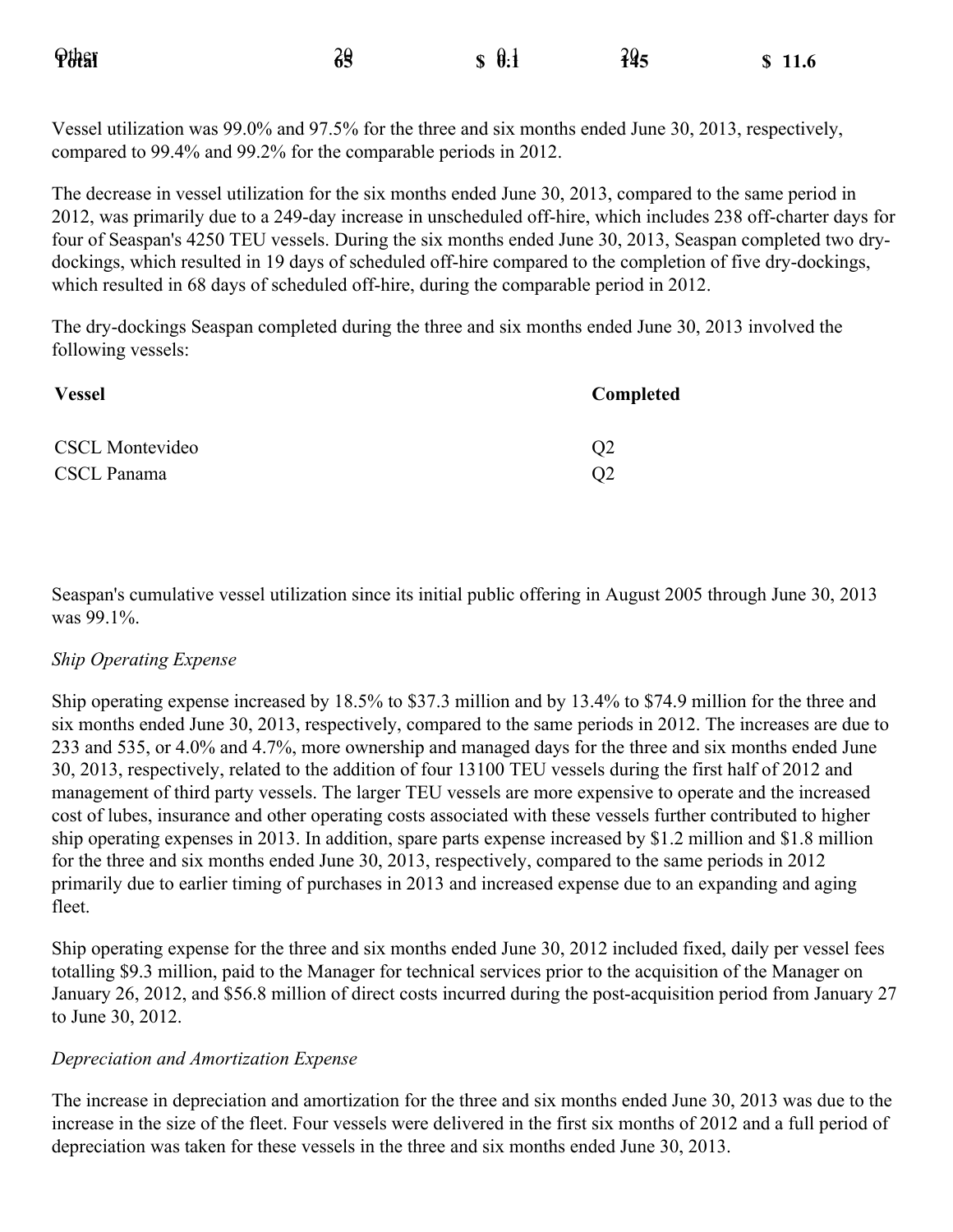| Other | 20 | $ 0.1 | 20 | |
|---|---|---|---|---|
| **Total** | **65** | **$ 0.1** | **145** | **$ 11.6** |

Vessel utilization was 99.0% and 97.5% for the three and six months ended June 30, 2013, respectively, compared to 99.4% and 99.2% for the comparable periods in 2012.

The decrease in vessel utilization for the six months ended June 30, 2013, compared to the same period in 2012, was primarily due to a 249-day increase in unscheduled off-hire, which includes 238 off-charter days for four of Seaspan's 4250 TEU vessels. During the six months ended June 30, 2013, Seaspan completed two dry-dockings, which resulted in 19 days of scheduled off-hire compared to the completion of five dry-dockings, which resulted in 68 days of scheduled off-hire, during the comparable period in 2012.

The dry-dockings Seaspan completed during the three and six months ended June 30, 2013 involved the following vessels:

| **Vessel** | **Completed** |
|---|---|
| CSCL Montevideo | Q2 |
| CSCL Panama | Q2 |

Seaspan's cumulative vessel utilization since its initial public offering in August 2005 through June 30, 2013 was 99.1%.

*Ship Operating Expense*

Ship operating expense increased by 18.5% to $37.3 million and by 13.4% to $74.9 million for the three and six months ended June 30, 2013, respectively, compared to the same periods in 2012. The increases are due to 233 and 535, or 4.0% and 4.7%, more ownership and managed days for the three and six months ended June 30, 2013, respectively, related to the addition of four 13100 TEU vessels during the first half of 2012 and management of third party vessels. The larger TEU vessels are more expensive to operate and the increased cost of lubes, insurance and other operating costs associated with these vessels further contributed to higher ship operating expenses in 2013. In addition, spare parts expense increased by $1.2 million and $1.8 million for the three and six months ended June 30, 2013, respectively, compared to the same periods in 2012 primarily due to earlier timing of purchases in 2013 and increased expense due to an expanding and aging fleet.

Ship operating expense for the three and six months ended June 30, 2012 included fixed, daily per vessel fees totalling $9.3 million, paid to the Manager for technical services prior to the acquisition of the Manager on January 26, 2012, and $56.8 million of direct costs incurred during the post-acquisition period from January 27 to June 30, 2012.

*Depreciation and Amortization Expense*

The increase in depreciation and amortization for the three and six months ended June 30, 2013 was due to the increase in the size of the fleet. Four vessels were delivered in the first six months of 2012 and a full period of depreciation was taken for these vessels in the three and six months ended June 30, 2013.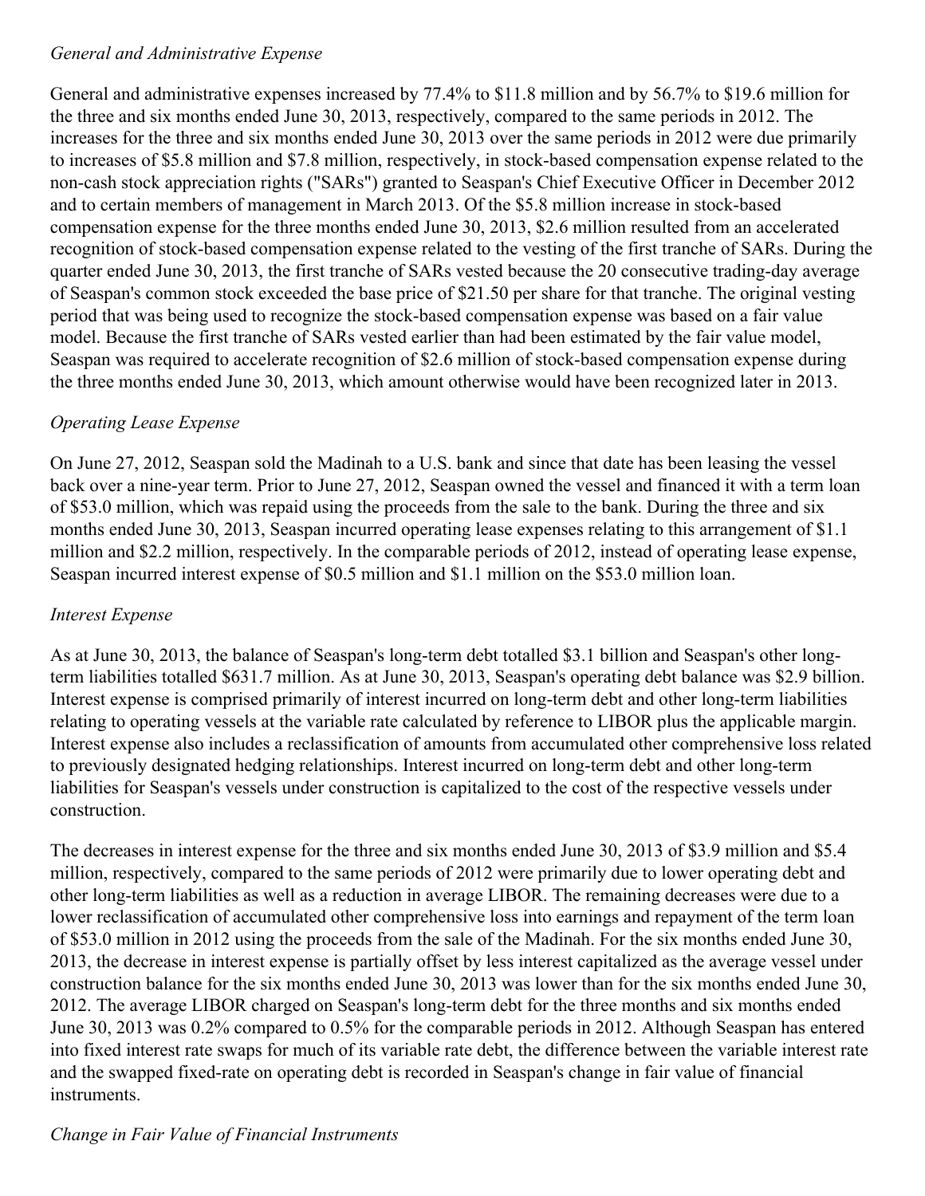*General and Administrative Expense*

General and administrative expenses increased by 77.4% to $11.8 million and by 56.7% to $19.6 million for the three and six months ended June 30, 2013, respectively, compared to the same periods in 2012. The increases for the three and six months ended June 30, 2013 over the same periods in 2012 were due primarily to increases of $5.8 million and $7.8 million, respectively, in stock-based compensation expense related to the non-cash stock appreciation rights ("SARs") granted to Seaspan's Chief Executive Officer in December 2012 and to certain members of management in March 2013. Of the $5.8 million increase in stock-based compensation expense for the three months ended June 30, 2013, $2.6 million resulted from an accelerated recognition of stock-based compensation expense related to the vesting of the first tranche of SARs. During the quarter ended June 30, 2013, the first tranche of SARs vested because the 20 consecutive trading-day average of Seaspan's common stock exceeded the base price of $21.50 per share for that tranche. The original vesting period that was being used to recognize the stock-based compensation expense was based on a fair value model. Because the first tranche of SARs vested earlier than had been estimated by the fair value model, Seaspan was required to accelerate recognition of $2.6 million of stock-based compensation expense during the three months ended June 30, 2013, which amount otherwise would have been recognized later in 2013.

*Operating Lease Expense*

On June 27, 2012, Seaspan sold the Madinah to a U.S. bank and since that date has been leasing the vessel back over a nine-year term. Prior to June 27, 2012, Seaspan owned the vessel and financed it with a term loan of $53.0 million, which was repaid using the proceeds from the sale to the bank. During the three and six months ended June 30, 2013, Seaspan incurred operating lease expenses relating to this arrangement of $1.1 million and $2.2 million, respectively. In the comparable periods of 2012, instead of operating lease expense, Seaspan incurred interest expense of $0.5 million and $1.1 million on the $53.0 million loan.

*Interest Expense*

As at June 30, 2013, the balance of Seaspan's long-term debt totalled $3.1 billion and Seaspan's other long-term liabilities totalled $631.7 million. As at June 30, 2013, Seaspan's operating debt balance was $2.9 billion. Interest expense is comprised primarily of interest incurred on long-term debt and other long-term liabilities relating to operating vessels at the variable rate calculated by reference to LIBOR plus the applicable margin. Interest expense also includes a reclassification of amounts from accumulated other comprehensive loss related to previously designated hedging relationships. Interest incurred on long-term debt and other long-term liabilities for Seaspan's vessels under construction is capitalized to the cost of the respective vessels under construction.

The decreases in interest expense for the three and six months ended June 30, 2013 of $3.9 million and $5.4 million, respectively, compared to the same periods of 2012 were primarily due to lower operating debt and other long-term liabilities as well as a reduction in average LIBOR. The remaining decreases were due to a lower reclassification of accumulated other comprehensive loss into earnings and repayment of the term loan of $53.0 million in 2012 using the proceeds from the sale of the Madinah. For the six months ended June 30, 2013, the decrease in interest expense is partially offset by less interest capitalized as the average vessel under construction balance for the six months ended June 30, 2013 was lower than for the six months ended June 30, 2012. The average LIBOR charged on Seaspan's long-term debt for the three months and six months ended June 30, 2013 was 0.2% compared to 0.5% for the comparable periods in 2012. Although Seaspan has entered into fixed interest rate swaps for much of its variable rate debt, the difference between the variable interest rate and the swapped fixed-rate on operating debt is recorded in Seaspan's change in fair value of financial instruments.

*Change in Fair Value of Financial Instruments*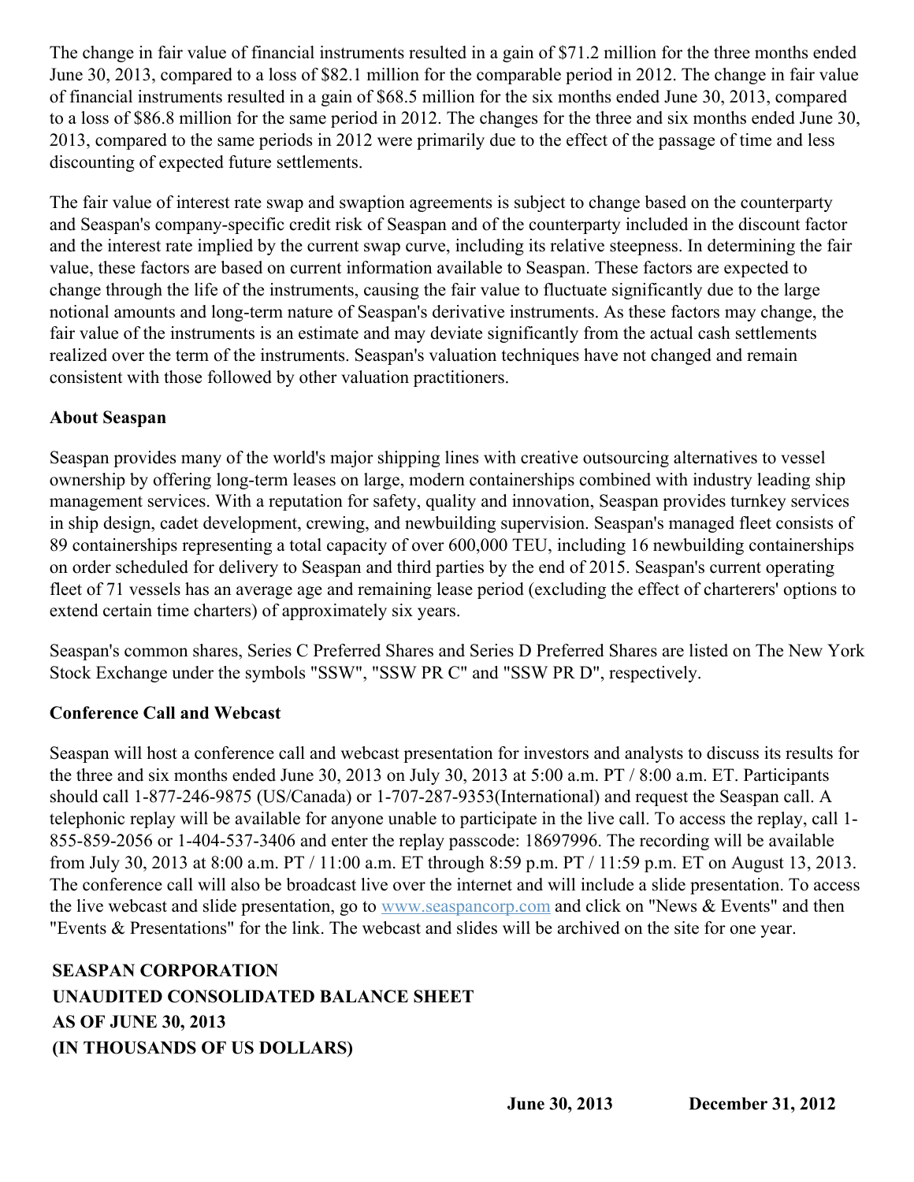The change in fair value of financial instruments resulted in a gain of $71.2 million for the three months ended June 30, 2013, compared to a loss of $82.1 million for the comparable period in 2012. The change in fair value of financial instruments resulted in a gain of $68.5 million for the six months ended June 30, 2013, compared to a loss of $86.8 million for the same period in 2012. The changes for the three and six months ended June 30, 2013, compared to the same periods in 2012 were primarily due to the effect of the passage of time and less discounting of expected future settlements.

The fair value of interest rate swap and swaption agreements is subject to change based on the counterparty and Seaspan's company-specific credit risk of Seaspan and of the counterparty included in the discount factor and the interest rate implied by the current swap curve, including its relative steepness. In determining the fair value, these factors are based on current information available to Seaspan. These factors are expected to change through the life of the instruments, causing the fair value to fluctuate significantly due to the large notional amounts and long-term nature of Seaspan's derivative instruments. As these factors may change, the fair value of the instruments is an estimate and may deviate significantly from the actual cash settlements realized over the term of the instruments. Seaspan's valuation techniques have not changed and remain consistent with those followed by other valuation practitioners.

**About Seaspan**

Seaspan provides many of the world's major shipping lines with creative outsourcing alternatives to vessel ownership by offering long-term leases on large, modern containerships combined with industry leading ship management services. With a reputation for safety, quality and innovation, Seaspan provides turnkey services in ship design, cadet development, crewing, and newbuilding supervision. Seaspan's managed fleet consists of 89 containerships representing a total capacity of over 600,000 TEU, including 16 newbuilding containerships on order scheduled for delivery to Seaspan and third parties by the end of 2015. Seaspan's current operating fleet of 71 vessels has an average age and remaining lease period (excluding the effect of charterers' options to extend certain time charters) of approximately six years.

Seaspan's common shares, Series C Preferred Shares and Series D Preferred Shares are listed on The New York Stock Exchange under the symbols "SSW", "SSW PR C" and "SSW PR D", respectively.

**Conference Call and Webcast**

Seaspan will host a conference call and webcast presentation for investors and analysts to discuss its results for the three and six months ended June 30, 2013 on July 30, 2013 at 5:00 a.m. PT / 8:00 a.m. ET. Participants should call 1-877-246-9875 (US/Canada) or 1-707-287-9353(International) and request the Seaspan call. A telephonic replay will be available for anyone unable to participate in the live call. To access the replay, call 1-855-859-2056 or 1-404-537-3406 and enter the replay passcode: 18697996. The recording will be available from July 30, 2013 at 8:00 a.m. PT / 11:00 a.m. ET through 8:59 p.m. PT / 11:59 p.m. ET on August 13, 2013. The conference call will also be broadcast live over the internet and will include a slide presentation. To access the live webcast and slide presentation, go to www.seaspancorp.com and click on "News & Events" and then "Events & Presentations" for the link. The webcast and slides will be archived on the site for one year.

**SEASPAN CORPORATION**
**UNAUDITED CONSOLIDATED BALANCE SHEET**
**AS OF JUNE 30, 2013**
**(IN THOUSANDS OF US DOLLARS)**

| | June 30, 2013 | December 31, 2012 |
|---|---|---|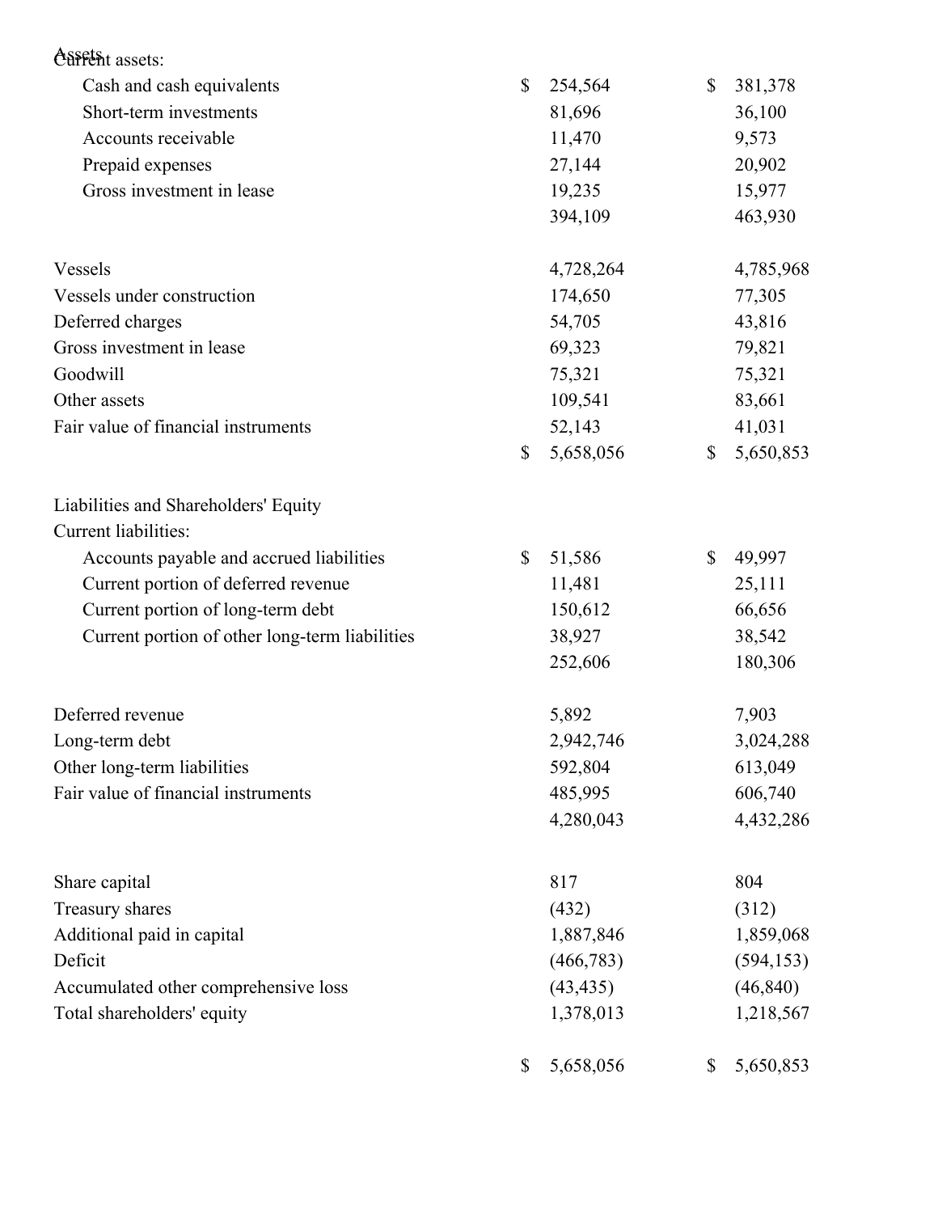| | | |
|---|---|---|
| Assets | | |
| Current assets: | | |
| Cash and cash equivalents | $ 254,564 | $ 381,378 |
| Short-term investments | 81,696 | 36,100 |
| Accounts receivable | 11,470 | 9,573 |
| Prepaid expenses | 27,144 | 20,902 |
| Gross investment in lease | 19,235 | 15,977 |
| | 394,109 | 463,930 |
| | | |
| Vessels | 4,728,264 | 4,785,968 |
| Vessels under construction | 174,650 | 77,305 |
| Deferred charges | 54,705 | 43,816 |
| Gross investment in lease | 69,323 | 79,821 |
| Goodwill | 75,321 | 75,321 |
| Other assets | 109,541 | 83,661 |
| Fair value of financial instruments | 52,143 | 41,031 |
| | $ 5,658,056 | $ 5,650,853 |
| | | |
| Liabilities and Shareholders' Equity | | |
| Current liabilities: | | |
| Accounts payable and accrued liabilities | $ 51,586 | $ 49,997 |
| Current portion of deferred revenue | 11,481 | 25,111 |
| Current portion of long-term debt | 150,612 | 66,656 |
| Current portion of other long-term liabilities | 38,927 | 38,542 |
| | 252,606 | 180,306 |
| | | |
| Deferred revenue | 5,892 | 7,903 |
| Long-term debt | 2,942,746 | 3,024,288 |
| Other long-term liabilities | 592,804 | 613,049 |
| Fair value of financial instruments | 485,995 | 606,740 |
| | 4,280,043 | 4,432,286 |
| | | |
| Share capital | 817 | 804 |
| Treasury shares | (432) | (312) |
| Additional paid in capital | 1,887,846 | 1,859,068 |
| Deficit | (466,783) | (594,153) |
| Accumulated other comprehensive loss | (43,435) | (46,840) |
| Total shareholders' equity | 1,378,013 | 1,218,567 |
| | | |
| | $ 5,658,056 | $ 5,650,853 |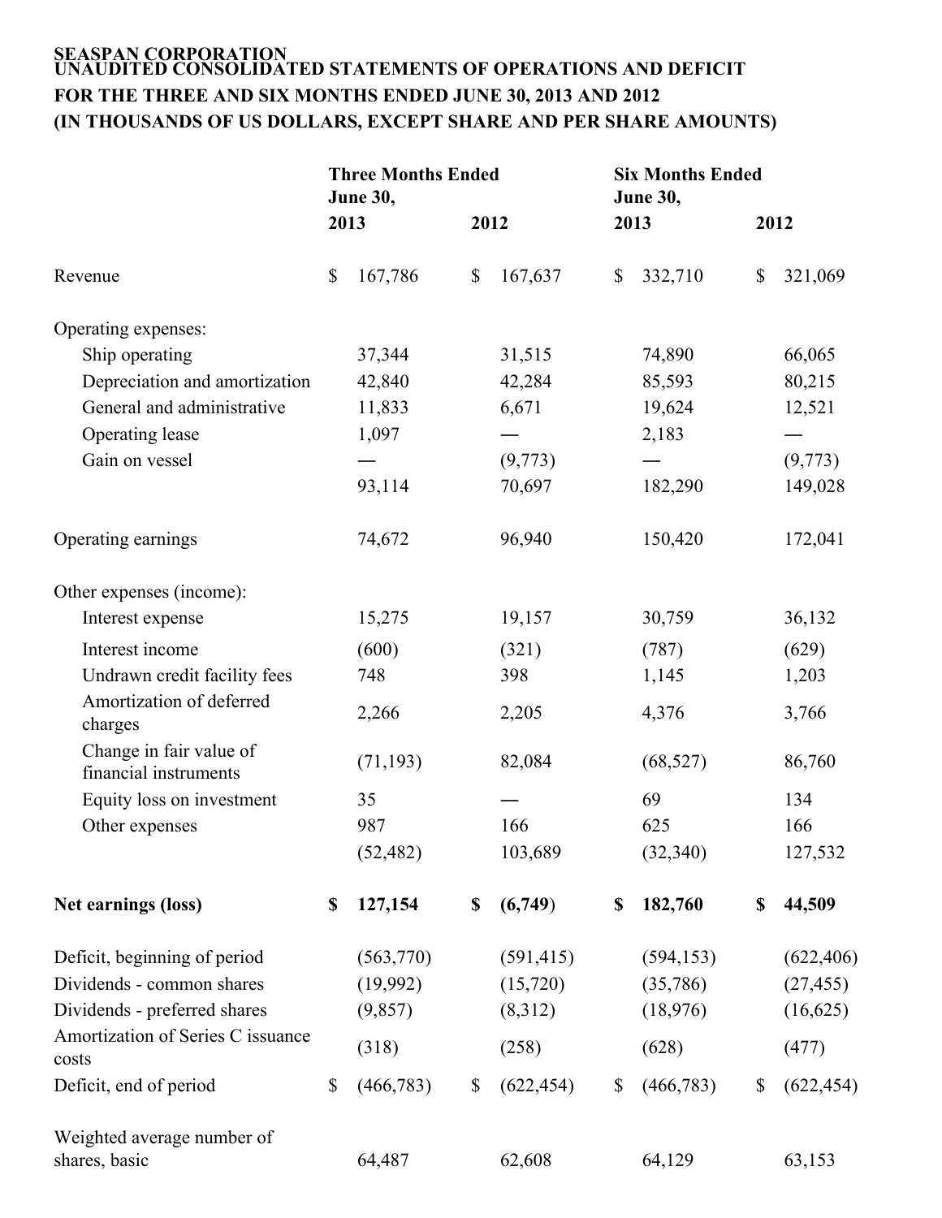**SEASPAN CORPORATION**
**UNAUDITED CONSOLIDATED STATEMENTS OF OPERATIONS AND DEFICIT**
**FOR THE THREE AND SIX MONTHS ENDED JUNE 30, 2013 AND 2012**
**(IN THOUSANDS OF US DOLLARS, EXCEPT SHARE AND PER SHARE AMOUNTS)**

| | Three Months Ended June 30, | | Six Months Ended June 30, | |
|---|---|---|---|---|
| | 2013 | 2012 | 2013 | 2012 |
| Revenue | $ 167,786 | $ 167,637 | $ 332,710 | $ 321,069 |
| Operating expenses: | | | | |
| Ship operating | 37,344 | 31,515 | 74,890 | 66,065 |
| Depreciation and amortization | 42,840 | 42,284 | 85,593 | 80,215 |
| General and administrative | 11,833 | 6,671 | 19,624 | 12,521 |
| Operating lease | 1,097 | — | 2,183 | — |
| Gain on vessel | — | (9,773) | — | (9,773) |
| | 93,114 | 70,697 | 182,290 | 149,028 |
| Operating earnings | 74,672 | 96,940 | 150,420 | 172,041 |
| Other expenses (income): | | | | |
| Interest expense | 15,275 | 19,157 | 30,759 | 36,132 |
| Interest income | (600) | (321) | (787) | (629) |
| Undrawn credit facility fees | 748 | 398 | 1,145 | 1,203 |
| Amortization of deferred charges | 2,266 | 2,205 | 4,376 | 3,766 |
| Change in fair value of financial instruments | (71,193) | 82,084 | (68,527) | 86,760 |
| Equity loss on investment | 35 | — | 69 | 134 |
| Other expenses | 987 | 166 | 625 | 166 |
| | (52,482) | 103,689 | (32,340) | 127,532 |
| **Net earnings (loss)** | **$ 127,154** | **$ (6,749)** | **$ 182,760** | **$ 44,509** |
| Deficit, beginning of period | (563,770) | (591,415) | (594,153) | (622,406) |
| Dividends - common shares | (19,992) | (15,720) | (35,786) | (27,455) |
| Dividends - preferred shares | (9,857) | (8,312) | (18,976) | (16,625) |
| Amortization of Series C issuance costs | (318) | (258) | (628) | (477) |
| Deficit, end of period | $ (466,783) | $ (622,454) | $ (466,783) | $ (622,454) |
| Weighted average number of shares, basic | 64,487 | 62,608 | 64,129 | 63,153 |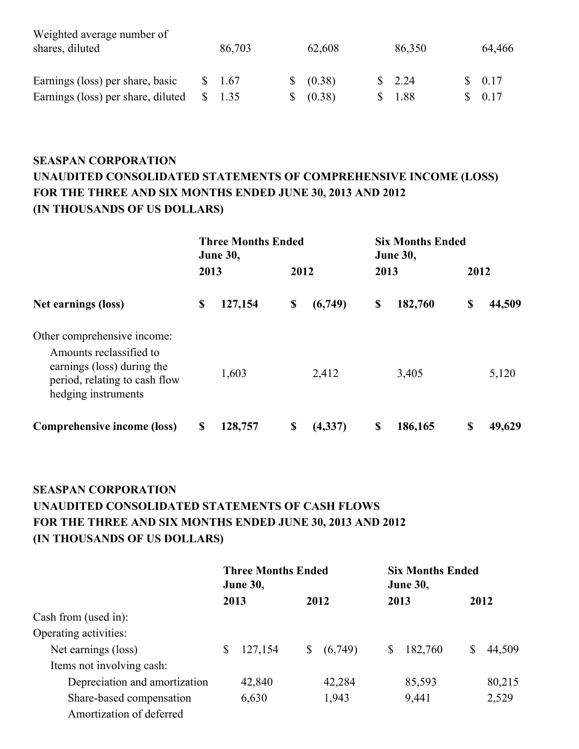| | Three Months Ended June 30, 2013 | Three Months Ended June 30, 2012 | Six Months Ended June 30, 2013 | Six Months Ended June 30, 2012 |
|---|---|---|---|---|
| Weighted average number of shares, diluted | 86,703 | 62,608 | 86,350 | 64,466 |
| Earnings (loss) per share, basic | $ 1.67 | $ (0.38) | $ 2.24 | $ 0.17 |
| Earnings (loss) per share, diluted | $ 1.35 | $ (0.38) | $ 1.88 | $ 0.17 |

**SEASPAN CORPORATION**
**UNAUDITED CONSOLIDATED STATEMENTS OF COMPREHENSIVE INCOME (LOSS)**
**FOR THE THREE AND SIX MONTHS ENDED JUNE 30, 2013 AND 2012**
**(IN THOUSANDS OF US DOLLARS)**

| | Three Months Ended June 30, | | Six Months Ended June 30, | |
|---|---|---|---|---|
| | 2013 | 2012 | 2013 | 2012 |
| **Net earnings (loss)** | **$ 127,154** | **$ (6,749)** | **$ 182,760** | **$ 44,509** |
| Other comprehensive income: | | | | |
| Amounts reclassified to earnings (loss) during the period, relating to cash flow hedging instruments | 1,603 | 2,412 | 3,405 | 5,120 |
| **Comprehensive income (loss)** | **$ 128,757** | **$ (4,337)** | **$ 186,165** | **$ 49,629** |

**SEASPAN CORPORATION**
**UNAUDITED CONSOLIDATED STATEMENTS OF CASH FLOWS**
**FOR THE THREE AND SIX MONTHS ENDED JUNE 30, 2013 AND 2012**
**(IN THOUSANDS OF US DOLLARS)**

| | Three Months Ended June 30, | | Six Months Ended June 30, | |
|---|---|---|---|---|
| | 2013 | 2012 | 2013 | 2012 |
| Cash from (used in): | | | | |
| Operating activities: | | | | |
| Net earnings (loss) | $ 127,154 | $ (6,749) | $ 182,760 | $ 44,509 |
| Items not involving cash: | | | | |
| Depreciation and amortization | 42,840 | 42,284 | 85,593 | 80,215 |
| Share-based compensation | 6,630 | 1,943 | 9,441 | 2,529 |
| Amortization of deferred | | | | |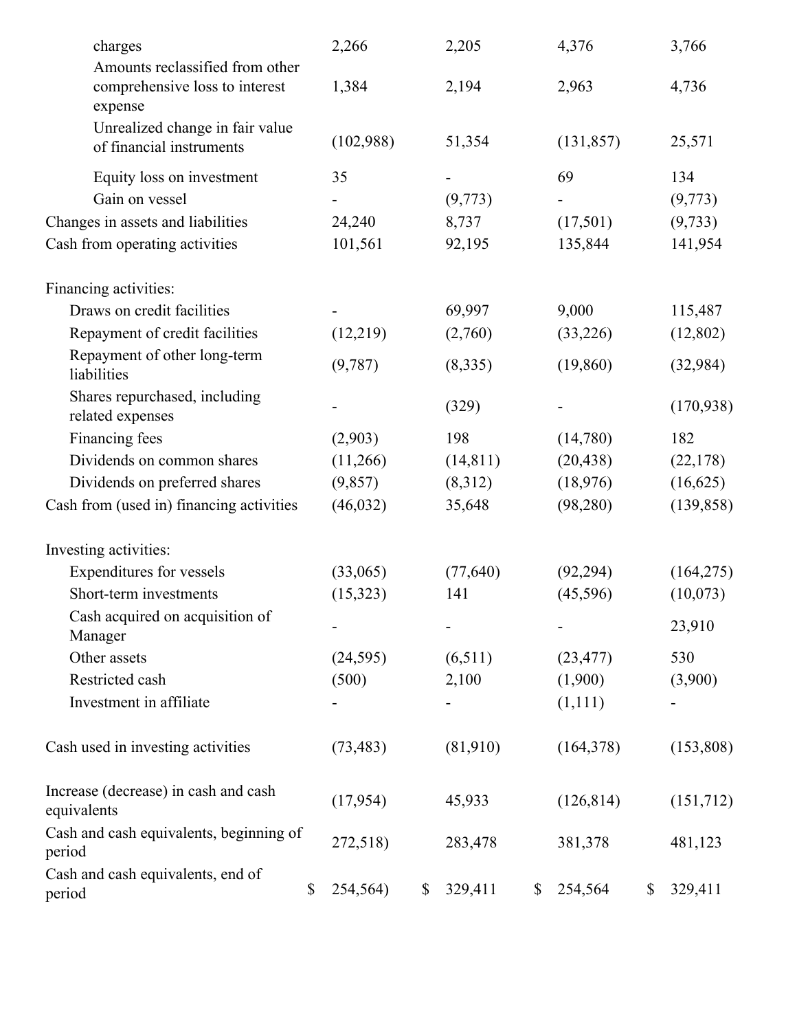| | | | | |
|---|---|---|---|---|
| charges | 2,266 | 2,205 | 4,376 | 3,766 |
| Amounts reclassified from other comprehensive loss to interest expense | 1,384 | 2,194 | 2,963 | 4,736 |
| Unrealized change in fair value of financial instruments | (102,988) | 51,354 | (131,857) | 25,571 |
| Equity loss on investment | 35 | - | 69 | 134 |
| Gain on vessel | - | (9,773) | - | (9,773) |
| Changes in assets and liabilities | 24,240 | 8,737 | (17,501) | (9,733) |
| Cash from operating activities | 101,561 | 92,195 | 135,844 | 141,954 |
| | | | | |
| Financing activities: | | | | |
| Draws on credit facilities | - | 69,997 | 9,000 | 115,487 |
| Repayment of credit facilities | (12,219) | (2,760) | (33,226) | (12,802) |
| Repayment of other long-term liabilities | (9,787) | (8,335) | (19,860) | (32,984) |
| Shares repurchased, including related expenses | - | (329) | - | (170,938) |
| Financing fees | (2,903) | 198 | (14,780) | 182 |
| Dividends on common shares | (11,266) | (14,811) | (20,438) | (22,178) |
| Dividends on preferred shares | (9,857) | (8,312) | (18,976) | (16,625) |
| Cash from (used in) financing activities | (46,032) | 35,648 | (98,280) | (139,858) |
| | | | | |
| Investing activities: | | | | |
| Expenditures for vessels | (33,065) | (77,640) | (92,294) | (164,275) |
| Short-term investments | (15,323) | 141 | (45,596) | (10,073) |
| Cash acquired on acquisition of Manager | - | - | - | 23,910 |
| Other assets | (24,595) | (6,511) | (23,477) | 530 |
| Restricted cash | (500) | 2,100 | (1,900) | (3,900) |
| Investment in affiliate | - | - | (1,111) | - |
| | | | | |
| Cash used in investing activities | (73,483) | (81,910) | (164,378) | (153,808) |
| | | | | |
| Increase (decrease) in cash and cash equivalents | (17,954) | 45,933 | (126,814) | (151,712) |
| Cash and cash equivalents, beginning of period | 272,518) | 283,478 | 381,378 | 481,123 |
| Cash and cash equivalents, end of period | $ 254,564) | $ 329,411 | $ 254,564 | $ 329,411 |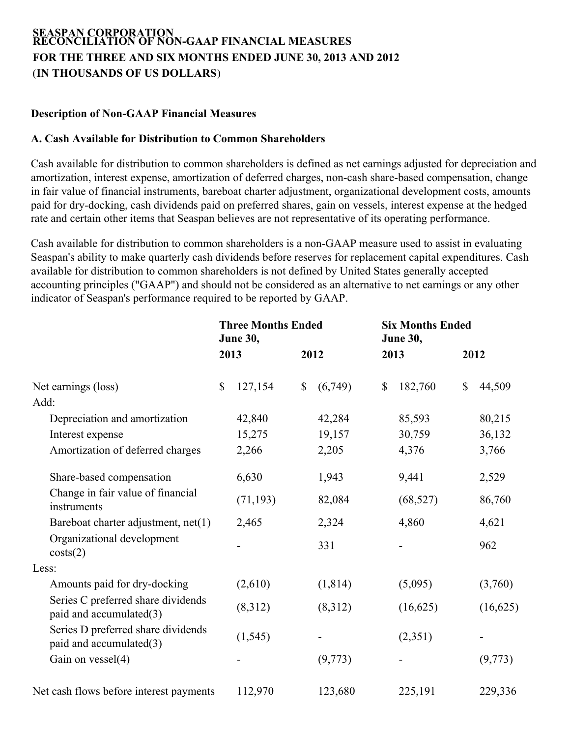**SEASPAN CORPORATION**
**RECONCILIATION OF NON-GAAP FINANCIAL MEASURES**
**FOR THE THREE AND SIX MONTHS ENDED JUNE 30, 2013 AND 2012**
**(IN THOUSANDS OF US DOLLARS)**

**Description of Non-GAAP Financial Measures**

**A. Cash Available for Distribution to Common Shareholders**

Cash available for distribution to common shareholders is defined as net earnings adjusted for depreciation and amortization, interest expense, amortization of deferred charges, non-cash share-based compensation, change in fair value of financial instruments, bareboat charter adjustment, organizational development costs, amounts paid for dry-docking, cash dividends paid on preferred shares, gain on vessels, interest expense at the hedged rate and certain other items that Seaspan believes are not representative of its operating performance.

Cash available for distribution to common shareholders is a non-GAAP measure used to assist in evaluating Seaspan's ability to make quarterly cash dividends before reserves for replacement capital expenditures. Cash available for distribution to common shareholders is not defined by United States generally accepted accounting principles ("GAAP") and should not be considered as an alternative to net earnings or any other indicator of Seaspan's performance required to be reported by GAAP.

| | Three Months Ended June 30, | | Six Months Ended June 30, | |
|---|---|---|---|---|
| | 2013 | 2012 | 2013 | 2012 |
| Net earnings (loss) | $ 127,154 | $ (6,749) | $ 182,760 | $ 44,509 |
| Add: | | | | |
| Depreciation and amortization | 42,840 | 42,284 | 85,593 | 80,215 |
| Interest expense | 15,275 | 19,157 | 30,759 | 36,132 |
| Amortization of deferred charges | 2,266 | 2,205 | 4,376 | 3,766 |
| Share-based compensation | 6,630 | 1,943 | 9,441 | 2,529 |
| Change in fair value of financial instruments | (71,193) | 82,084 | (68,527) | 86,760 |
| Bareboat charter adjustment, net(1) | 2,465 | 2,324 | 4,860 | 4,621 |
| Organizational development costs(2) | - | 331 | - | 962 |
| Less: | | | | |
| Amounts paid for dry-docking | (2,610) | (1,814) | (5,095) | (3,760) |
| Series C preferred share dividends paid and accumulated(3) | (8,312) | (8,312) | (16,625) | (16,625) |
| Series D preferred share dividends paid and accumulated(3) | (1,545) | - | (2,351) | - |
| Gain on vessel(4) | - | (9,773) | - | (9,773) |
| Net cash flows before interest payments | 112,970 | 123,680 | 225,191 | 229,336 |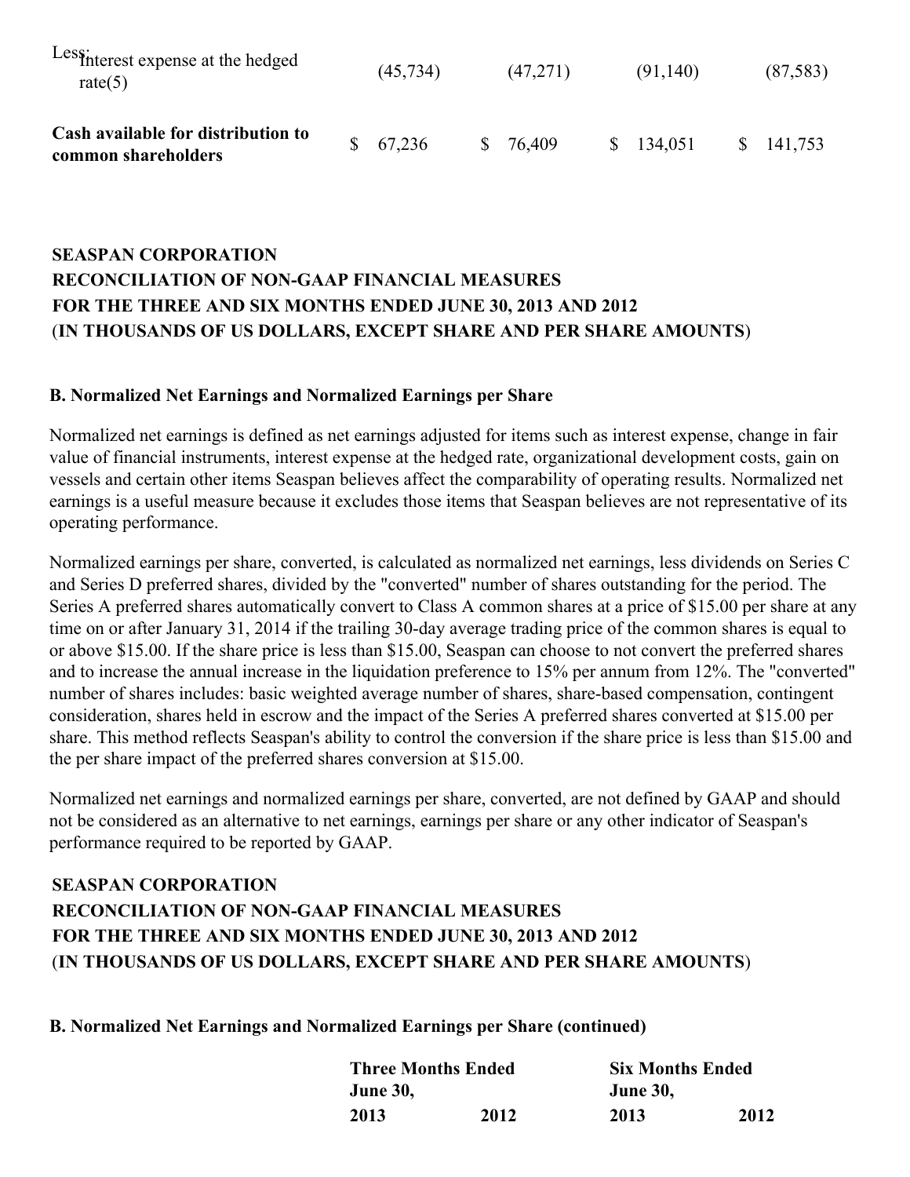| | | | | |
|---|---|---|---|---|
| Less: Interest expense at the hedged rate(5) | (45,734) | (47,271) | (91,140) | (87,583) |
| **Cash available for distribution to common shareholders** | $ 67,236 | $ 76,409 | $ 134,051 | $ 141,753 |

**SEASPAN CORPORATION**
**RECONCILIATION OF NON-GAAP FINANCIAL MEASURES**
**FOR THE THREE AND SIX MONTHS ENDED JUNE 30, 2013 AND 2012**
(**IN THOUSANDS OF US DOLLARS, EXCEPT SHARE AND PER SHARE AMOUNTS**)

**B. Normalized Net Earnings and Normalized Earnings per Share**

Normalized net earnings is defined as net earnings adjusted for items such as interest expense, change in fair value of financial instruments, interest expense at the hedged rate, organizational development costs, gain on vessels and certain other items Seaspan believes affect the comparability of operating results. Normalized net earnings is a useful measure because it excludes those items that Seaspan believes are not representative of its operating performance.

Normalized earnings per share, converted, is calculated as normalized net earnings, less dividends on Series C and Series D preferred shares, divided by the "converted" number of shares outstanding for the period. The Series A preferred shares automatically convert to Class A common shares at a price of $15.00 per share at any time on or after January 31, 2014 if the trailing 30-day average trading price of the common shares is equal to or above $15.00. If the share price is less than $15.00, Seaspan can choose to not convert the preferred shares and to increase the annual increase in the liquidation preference to 15% per annum from 12%. The "converted" number of shares includes: basic weighted average number of shares, share-based compensation, contingent consideration, shares held in escrow and the impact of the Series A preferred shares converted at $15.00 per share. This method reflects Seaspan's ability to control the conversion if the share price is less than $15.00 and the per share impact of the preferred shares conversion at $15.00.

Normalized net earnings and normalized earnings per share, converted, are not defined by GAAP and should not be considered as an alternative to net earnings, earnings per share or any other indicator of Seaspan's performance required to be reported by GAAP.

**SEASPAN CORPORATION**
**RECONCILIATION OF NON-GAAP FINANCIAL MEASURES**
**FOR THE THREE AND SIX MONTHS ENDED JUNE 30, 2013 AND 2012**
(**IN THOUSANDS OF US DOLLARS, EXCEPT SHARE AND PER SHARE AMOUNTS**)

**B. Normalized Net Earnings and Normalized Earnings per Share (continued)**

| | **Three Months Ended June 30,** | | **Six Months Ended June 30,** | |
|---|---|---|---|---|
| | **2013** | **2012** | **2013** | **2012** |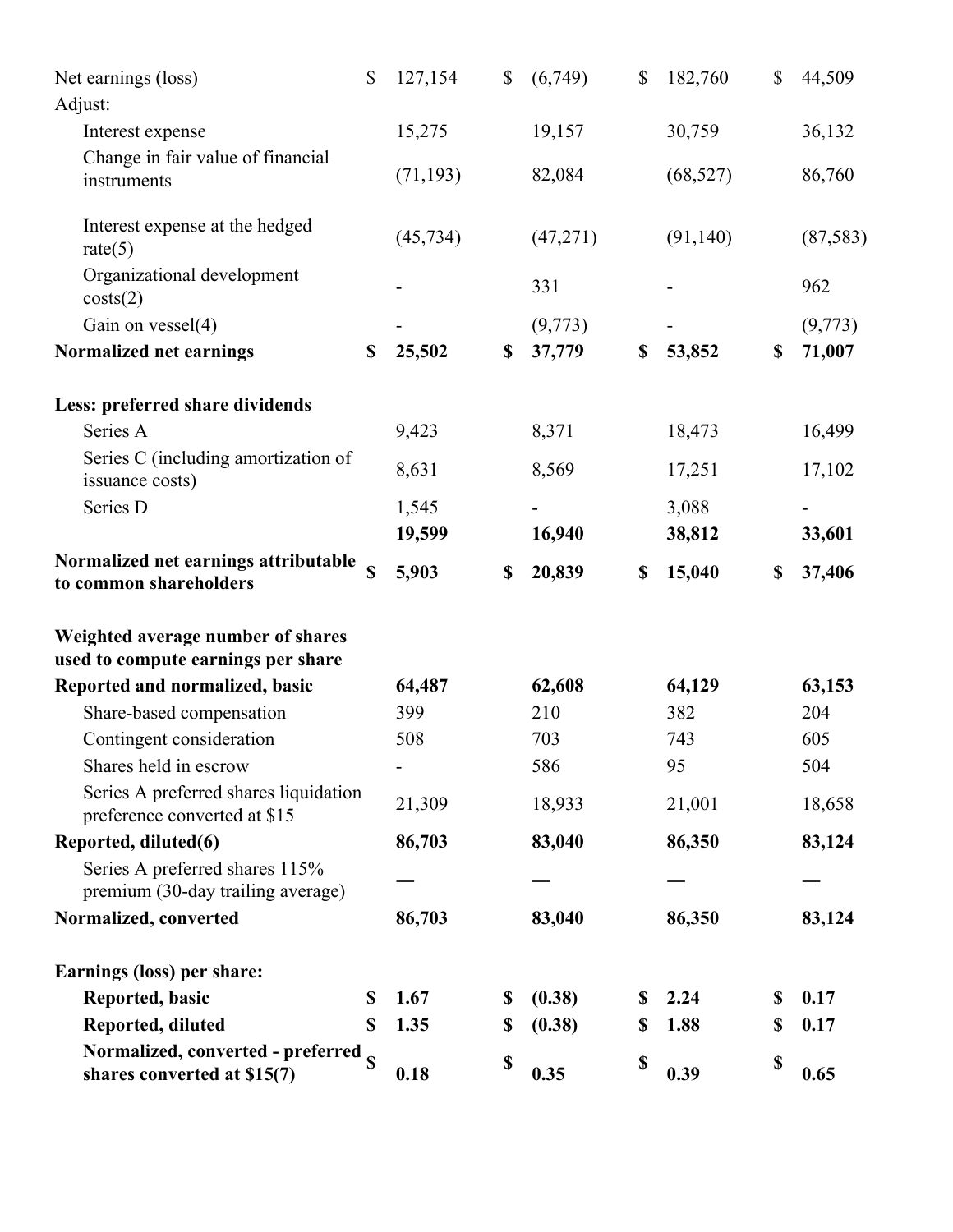| | | | | |
|---|---|---|---|---|
| Net earnings (loss) | $ 127,154 | $ (6,749) | $ 182,760 | $ 44,509 |
| Adjust: | | | | |
| Interest expense | 15,275 | 19,157 | 30,759 | 36,132 |
| Change in fair value of financial instruments | (71,193) | 82,084 | (68,527) | 86,760 |
| Interest expense at the hedged rate(5) | (45,734) | (47,271) | (91,140) | (87,583) |
| Organizational development costs(2) | - | 331 | - | 962 |
| Gain on vessel(4) | - | (9,773) | - | (9,773) |
| **Normalized net earnings** | **$ 25,502** | **$ 37,779** | **$ 53,852** | **$ 71,007** |
| | | | | |
| **Less: preferred share dividends** | | | | |
| Series A | 9,423 | 8,371 | 18,473 | 16,499 |
| Series C (including amortization of issuance costs) | 8,631 | 8,569 | 17,251 | 17,102 |
| Series D | 1,545 | - | 3,088 | - |
| | **19,599** | **16,940** | **38,812** | **33,601** |
| **Normalized net earnings attributable to common shareholders** | **$ 5,903** | **$ 20,839** | **$ 15,040** | **$ 37,406** |
| | | | | |
| **Weighted average number of shares used to compute earnings per share** | | | | |
| **Reported and normalized, basic** | **64,487** | **62,608** | **64,129** | **63,153** |
| Share-based compensation | 399 | 210 | 382 | 204 |
| Contingent consideration | 508 | 703 | 743 | 605 |
| Shares held in escrow | - | 586 | 95 | 504 |
| Series A preferred shares liquidation preference converted at $15 | 21,309 | 18,933 | 21,001 | 18,658 |
| **Reported, diluted(6)** | **86,703** | **83,040** | **86,350** | **83,124** |
| Series A preferred shares 115% premium (30-day trailing average) | — | — | — | — |
| **Normalized, converted** | **86,703** | **83,040** | **86,350** | **83,124** |
| | | | | |
| **Earnings (loss) per share:** | | | | |
| **Reported, basic** | **$ 1.67** | **$ (0.38)** | **$ 2.24** | **$ 0.17** |
| **Reported, diluted** | **$ 1.35** | **$ (0.38)** | **$ 1.88** | **$ 0.17** |
| **Normalized, converted - preferred shares converted at $15(7)** | **$ 0.18** | **$ 0.35** | **$ 0.39** | **$ 0.65** |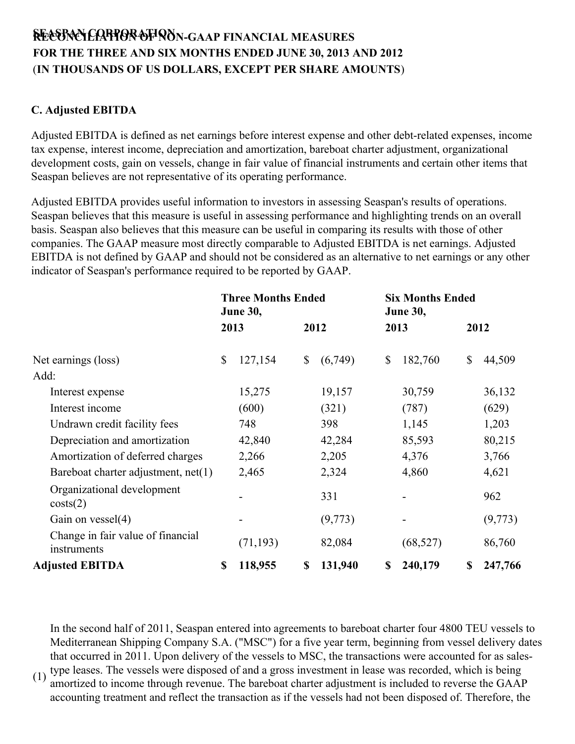**SEASPAN CORPORATION**
**RECONCILIATION OF NON-GAAP FINANCIAL MEASURES**
**FOR THE THREE AND SIX MONTHS ENDED JUNE 30, 2013 AND 2012**
(**IN THOUSANDS OF US DOLLARS, EXCEPT PER SHARE AMOUNTS**)

**C. Adjusted EBITDA**

Adjusted EBITDA is defined as net earnings before interest expense and other debt-related expenses, income tax expense, interest income, depreciation and amortization, bareboat charter adjustment, organizational development costs, gain on vessels, change in fair value of financial instruments and certain other items that Seaspan believes are not representative of its operating performance.

Adjusted EBITDA provides useful information to investors in assessing Seaspan's results of operations. Seaspan believes that this measure is useful in assessing performance and highlighting trends on an overall basis. Seaspan also believes that this measure can be useful in comparing its results with those of other companies. The GAAP measure most directly comparable to Adjusted EBITDA is net earnings. Adjusted EBITDA is not defined by GAAP and should not be considered as an alternative to net earnings or any other indicator of Seaspan's performance required to be reported by GAAP.

| | Three Months Ended June 30, | | Six Months Ended June 30, | |
|---|---|---|---|---|
| | 2013 | 2012 | 2013 | 2012 |
| Net earnings (loss) | $ 127,154 | $ (6,749) | $ 182,760 | $ 44,509 |
| Add: | | | | |
| Interest expense | 15,275 | 19,157 | 30,759 | 36,132 |
| Interest income | (600) | (321) | (787) | (629) |
| Undrawn credit facility fees | 748 | 398 | 1,145 | 1,203 |
| Depreciation and amortization | 42,840 | 42,284 | 85,593 | 80,215 |
| Amortization of deferred charges | 2,266 | 2,205 | 4,376 | 3,766 |
| Bareboat charter adjustment, net(1) | 2,465 | 2,324 | 4,860 | 4,621 |
| Organizational development costs(2) | - | 331 | - | 962 |
| Gain on vessel(4) | - | (9,773) | - | (9,773) |
| Change in fair value of financial instruments | (71,193) | 82,084 | (68,527) | 86,760 |
| **Adjusted EBITDA** | **$ 118,955** | **$ 131,940** | **$ 240,179** | **$ 247,766** |

(1) In the second half of 2011, Seaspan entered into agreements to bareboat charter four 4800 TEU vessels to Mediterranean Shipping Company S.A. ("MSC") for a five year term, beginning from vessel delivery dates that occurred in 2011. Upon delivery of the vessels to MSC, the transactions were accounted for as sales-type leases. The vessels were disposed of and a gross investment in lease was recorded, which is being amortized to income through revenue. The bareboat charter adjustment is included to reverse the GAAP accounting treatment and reflect the transaction as if the vessels had not been disposed of. Therefore, the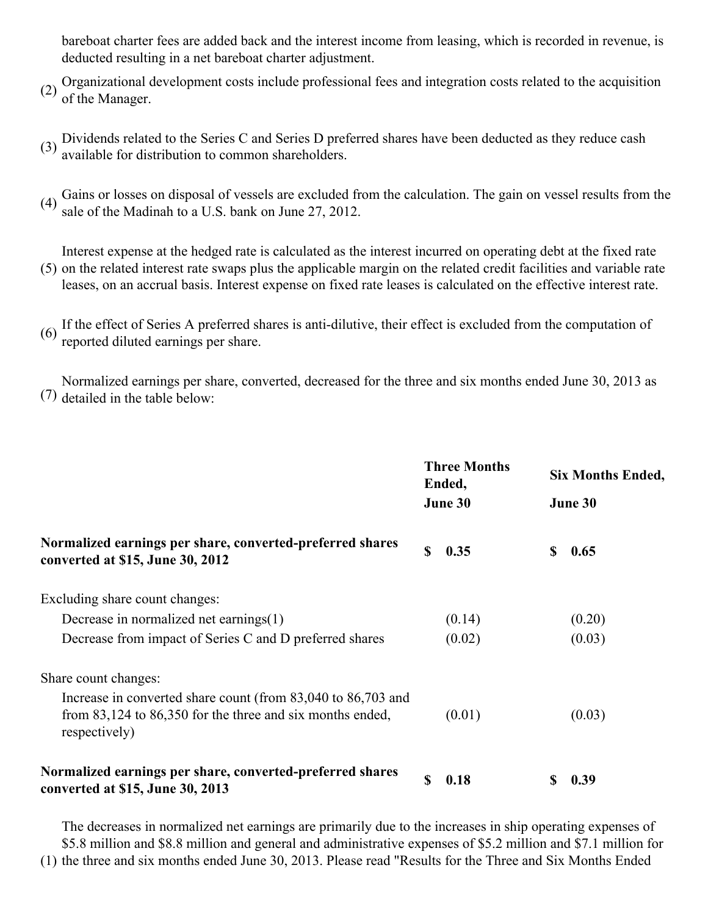bareboat charter fees are added back and the interest income from leasing, which is recorded in revenue, is deducted resulting in a net bareboat charter adjustment.

(2) Organizational development costs include professional fees and integration costs related to the acquisition of the Manager.

(3) Dividends related to the Series C and Series D preferred shares have been deducted as they reduce cash available for distribution to common shareholders.

(4) Gains or losses on disposal of vessels are excluded from the calculation. The gain on vessel results from the sale of the Madinah to a U.S. bank on June 27, 2012.

(5) Interest expense at the hedged rate is calculated as the interest incurred on operating debt at the fixed rate on the related interest rate swaps plus the applicable margin on the related credit facilities and variable rate leases, on an accrual basis. Interest expense on fixed rate leases is calculated on the effective interest rate.

(6) If the effect of Series A preferred shares is anti-dilutive, their effect is excluded from the computation of reported diluted earnings per share.

(7) Normalized earnings per share, converted, decreased for the three and six months ended June 30, 2013 as detailed in the table below:

| | Three Months Ended, June 30 | Six Months Ended, June 30 |
|---|---|---|
| **Normalized earnings per share, converted-preferred shares converted at $15, June 30, 2012** | **$ 0.35** | **$ 0.65** |
| Excluding share count changes: | | |
| Decrease in normalized net earnings(1) | (0.14) | (0.20) |
| Decrease from impact of Series C and D preferred shares | (0.02) | (0.03) |
| Share count changes: | | |
| Increase in converted share count (from 83,040 to 86,703 and from 83,124 to 86,350 for the three and six months ended, respectively) | (0.01) | (0.03) |
| **Normalized earnings per share, converted-preferred shares converted at $15, June 30, 2013** | **$ 0.18** | **$ 0.39** |

(1) The decreases in normalized net earnings are primarily due to the increases in ship operating expenses of $5.8 million and $8.8 million and general and administrative expenses of $5.2 million and $7.1 million for the three and six months ended June 30, 2013. Please read "Results for the Three and Six Months Ended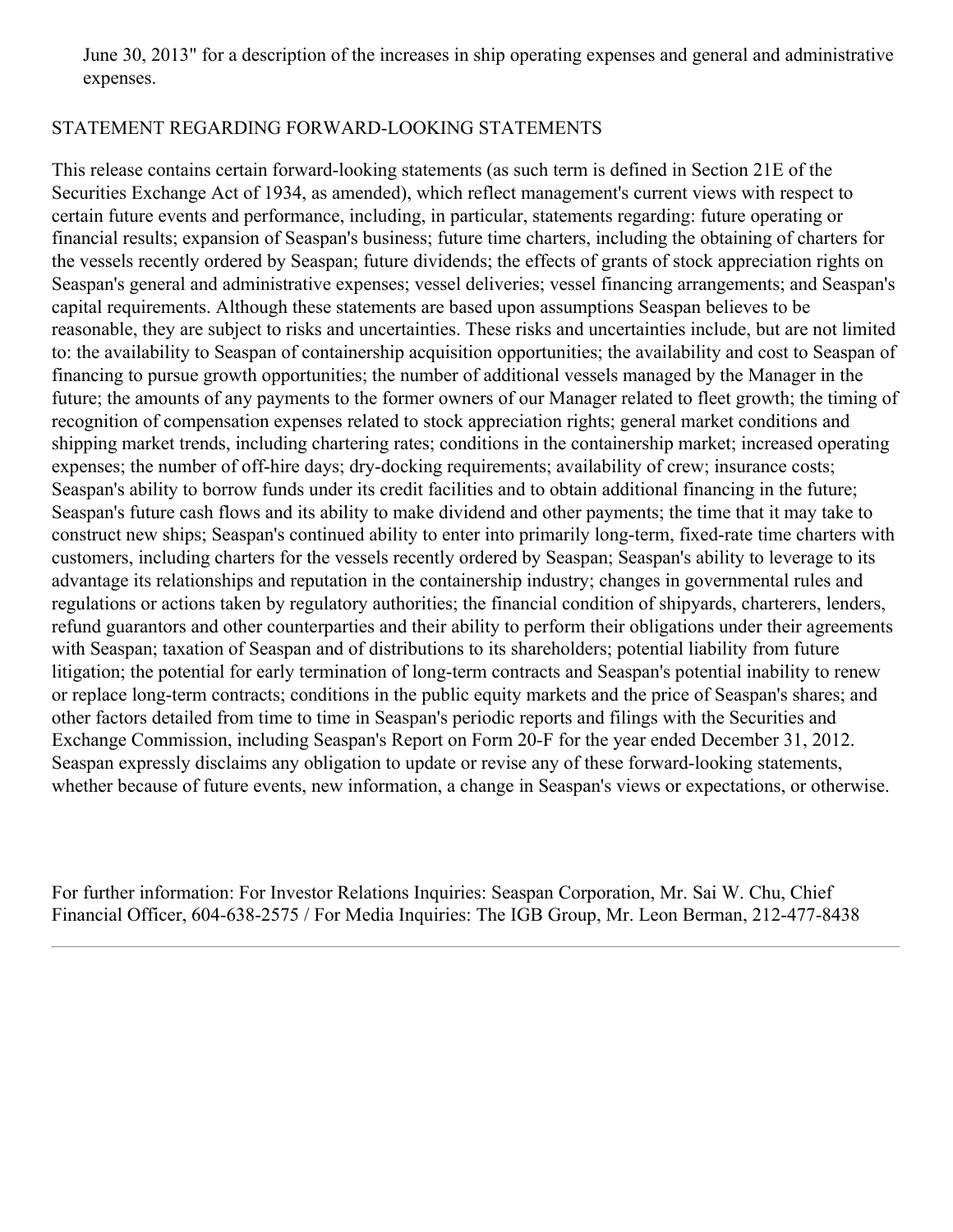June 30, 2013" for a description of the increases in ship operating expenses and general and administrative expenses.

STATEMENT REGARDING FORWARD-LOOKING STATEMENTS

This release contains certain forward-looking statements (as such term is defined in Section 21E of the Securities Exchange Act of 1934, as amended), which reflect management's current views with respect to certain future events and performance, including, in particular, statements regarding: future operating or financial results; expansion of Seaspan's business; future time charters, including the obtaining of charters for the vessels recently ordered by Seaspan; future dividends; the effects of grants of stock appreciation rights on Seaspan's general and administrative expenses; vessel deliveries; vessel financing arrangements; and Seaspan's capital requirements. Although these statements are based upon assumptions Seaspan believes to be reasonable, they are subject to risks and uncertainties. These risks and uncertainties include, but are not limited to: the availability to Seaspan of containership acquisition opportunities; the availability and cost to Seaspan of financing to pursue growth opportunities; the number of additional vessels managed by the Manager in the future; the amounts of any payments to the former owners of our Manager related to fleet growth; the timing of recognition of compensation expenses related to stock appreciation rights; general market conditions and shipping market trends, including chartering rates; conditions in the containership market; increased operating expenses; the number of off-hire days; dry-docking requirements; availability of crew; insurance costs; Seaspan's ability to borrow funds under its credit facilities and to obtain additional financing in the future; Seaspan's future cash flows and its ability to make dividend and other payments; the time that it may take to construct new ships; Seaspan's continued ability to enter into primarily long-term, fixed-rate time charters with customers, including charters for the vessels recently ordered by Seaspan; Seaspan's ability to leverage to its advantage its relationships and reputation in the containership industry; changes in governmental rules and regulations or actions taken by regulatory authorities; the financial condition of shipyards, charterers, lenders, refund guarantors and other counterparties and their ability to perform their obligations under their agreements with Seaspan; taxation of Seaspan and of distributions to its shareholders; potential liability from future litigation; the potential for early termination of long-term contracts and Seaspan's potential inability to renew or replace long-term contracts; conditions in the public equity markets and the price of Seaspan's shares; and other factors detailed from time to time in Seaspan's periodic reports and filings with the Securities and Exchange Commission, including Seaspan's Report on Form 20-F for the year ended December 31, 2012. Seaspan expressly disclaims any obligation to update or revise any of these forward-looking statements, whether because of future events, new information, a change in Seaspan's views or expectations, or otherwise.

For further information: For Investor Relations Inquiries: Seaspan Corporation, Mr. Sai W. Chu, Chief Financial Officer, 604-638-2575 / For Media Inquiries: The IGB Group, Mr. Leon Berman, 212-477-8438